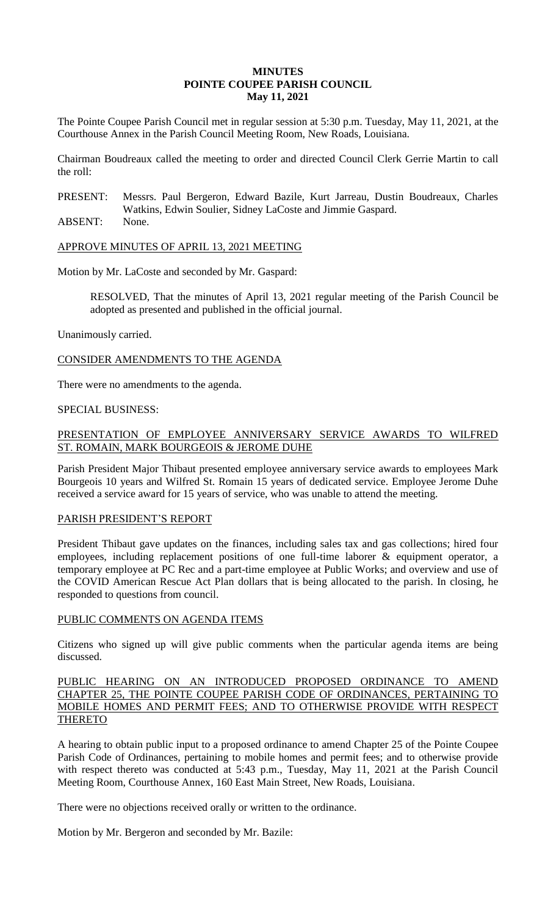**MINUTES**
**POINTE COUPEE PARISH COUNCIL**
**May 11, 2021**

The Pointe Coupee Parish Council met in regular session at 5:30 p.m. Tuesday, May 11, 2021, at the Courthouse Annex in the Parish Council Meeting Room, New Roads, Louisiana.

Chairman Boudreaux called the meeting to order and directed Council Clerk Gerrie Martin to call the roll:

PRESENT: Messrs. Paul Bergeron, Edward Bazile, Kurt Jarreau, Dustin Boudreaux, Charles Watkins, Edwin Soulier, Sidney LaCoste and Jimmie Gaspard.
ABSENT: None.

APPROVE MINUTES OF APRIL 13, 2021 MEETING

Motion by Mr. LaCoste and seconded by Mr. Gaspard:

> RESOLVED, That the minutes of April 13, 2021 regular meeting of the Parish Council be adopted as presented and published in the official journal.

Unanimously carried.

CONSIDER AMENDMENTS TO THE AGENDA

There were no amendments to the agenda.

SPECIAL BUSINESS:

PRESENTATION OF EMPLOYEE ANNIVERSARY SERVICE AWARDS TO WILFRED ST. ROMAIN, MARK BOURGEOIS & JEROME DUHE

Parish President Major Thibaut presented employee anniversary service awards to employees Mark Bourgeois 10 years and Wilfred St. Romain 15 years of dedicated service. Employee Jerome Duhe received a service award for 15 years of service, who was unable to attend the meeting.

PARISH PRESIDENT'S REPORT

President Thibaut gave updates on the finances, including sales tax and gas collections; hired four employees, including replacement positions of one full-time laborer & equipment operator, a temporary employee at PC Rec and a part-time employee at Public Works; and overview and use of the COVID American Rescue Act Plan dollars that is being allocated to the parish. In closing, he responded to questions from council.

PUBLIC COMMENTS ON AGENDA ITEMS

Citizens who signed up will give public comments when the particular agenda items are being discussed.

PUBLIC HEARING ON AN INTRODUCED PROPOSED ORDINANCE TO AMEND CHAPTER 25, THE POINTE COUPEE PARISH CODE OF ORDINANCES, PERTAINING TO MOBILE HOMES AND PERMIT FEES; AND TO OTHERWISE PROVIDE WITH RESPECT THERETO

A hearing to obtain public input to a proposed ordinance to amend Chapter 25 of the Pointe Coupee Parish Code of Ordinances, pertaining to mobile homes and permit fees; and to otherwise provide with respect thereto was conducted at 5:43 p.m., Tuesday, May 11, 2021 at the Parish Council Meeting Room, Courthouse Annex, 160 East Main Street, New Roads, Louisiana.

There were no objections received orally or written to the ordinance.

Motion by Mr. Bergeron and seconded by Mr. Bazile: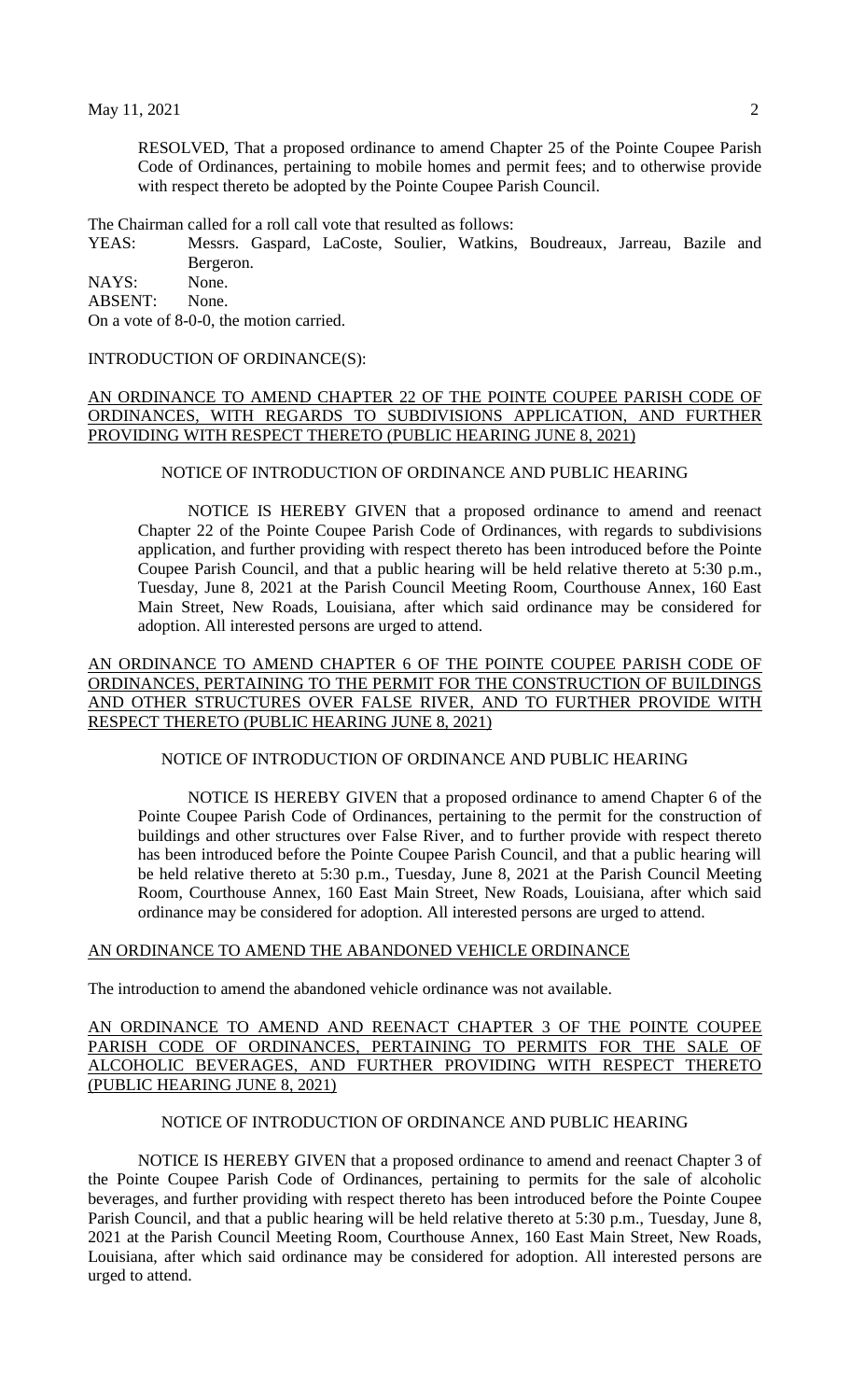RESOLVED, That a proposed ordinance to amend Chapter 25 of the Pointe Coupee Parish Code of Ordinances, pertaining to mobile homes and permit fees; and to otherwise provide with respect thereto be adopted by the Pointe Coupee Parish Council.

The Chairman called for a roll call vote that resulted as follows:

YEAS: Messrs. Gaspard, LaCoste, Soulier, Watkins, Boudreaux, Jarreau, Bazile and Bergeron.
NAYS: None.
ABSENT: None.

On a vote of 8-0-0, the motion carried.

INTRODUCTION OF ORDINANCE(S):

<u>AN ORDINANCE TO AMEND CHAPTER 22 OF THE POINTE COUPEE PARISH CODE OF ORDINANCES, WITH REGARDS TO SUBDIVISIONS APPLICATION, AND FURTHER PROVIDING WITH RESPECT THERETO (PUBLIC HEARING JUNE 8, 2021)</u>

NOTICE OF INTRODUCTION OF ORDINANCE AND PUBLIC HEARING

NOTICE IS HEREBY GIVEN that a proposed ordinance to amend and reenact Chapter 22 of the Pointe Coupee Parish Code of Ordinances, with regards to subdivisions application, and further providing with respect thereto has been introduced before the Pointe Coupee Parish Council, and that a public hearing will be held relative thereto at 5:30 p.m., Tuesday, June 8, 2021 at the Parish Council Meeting Room, Courthouse Annex, 160 East Main Street, New Roads, Louisiana, after which said ordinance may be considered for adoption. All interested persons are urged to attend.

<u>AN ORDINANCE TO AMEND CHAPTER 6 OF THE POINTE COUPEE PARISH CODE OF ORDINANCES, PERTAINING TO THE PERMIT FOR THE CONSTRUCTION OF BUILDINGS AND OTHER STRUCTURES OVER FALSE RIVER, AND TO FURTHER PROVIDE WITH RESPECT THERETO (PUBLIC HEARING JUNE 8, 2021)</u>

NOTICE OF INTRODUCTION OF ORDINANCE AND PUBLIC HEARING

NOTICE IS HEREBY GIVEN that a proposed ordinance to amend Chapter 6 of the Pointe Coupee Parish Code of Ordinances, pertaining to the permit for the construction of buildings and other structures over False River, and to further provide with respect thereto has been introduced before the Pointe Coupee Parish Council, and that a public hearing will be held relative thereto at 5:30 p.m., Tuesday, June 8, 2021 at the Parish Council Meeting Room, Courthouse Annex, 160 East Main Street, New Roads, Louisiana, after which said ordinance may be considered for adoption. All interested persons are urged to attend.

<u>AN ORDINANCE TO AMEND THE ABANDONED VEHICLE ORDINANCE</u>

The introduction to amend the abandoned vehicle ordinance was not available.

<u>AN ORDINANCE TO AMEND AND REENACT CHAPTER 3 OF THE POINTE COUPEE PARISH CODE OF ORDINANCES, PERTAINING TO PERMITS FOR THE SALE OF ALCOHOLIC BEVERAGES, AND FURTHER PROVIDING WITH RESPECT THERETO (PUBLIC HEARING JUNE 8, 2021)</u>

NOTICE OF INTRODUCTION OF ORDINANCE AND PUBLIC HEARING

NOTICE IS HEREBY GIVEN that a proposed ordinance to amend and reenact Chapter 3 of the Pointe Coupee Parish Code of Ordinances, pertaining to permits for the sale of alcoholic beverages, and further providing with respect thereto has been introduced before the Pointe Coupee Parish Council, and that a public hearing will be held relative thereto at 5:30 p.m., Tuesday, June 8, 2021 at the Parish Council Meeting Room, Courthouse Annex, 160 East Main Street, New Roads, Louisiana, after which said ordinance may be considered for adoption. All interested persons are urged to attend.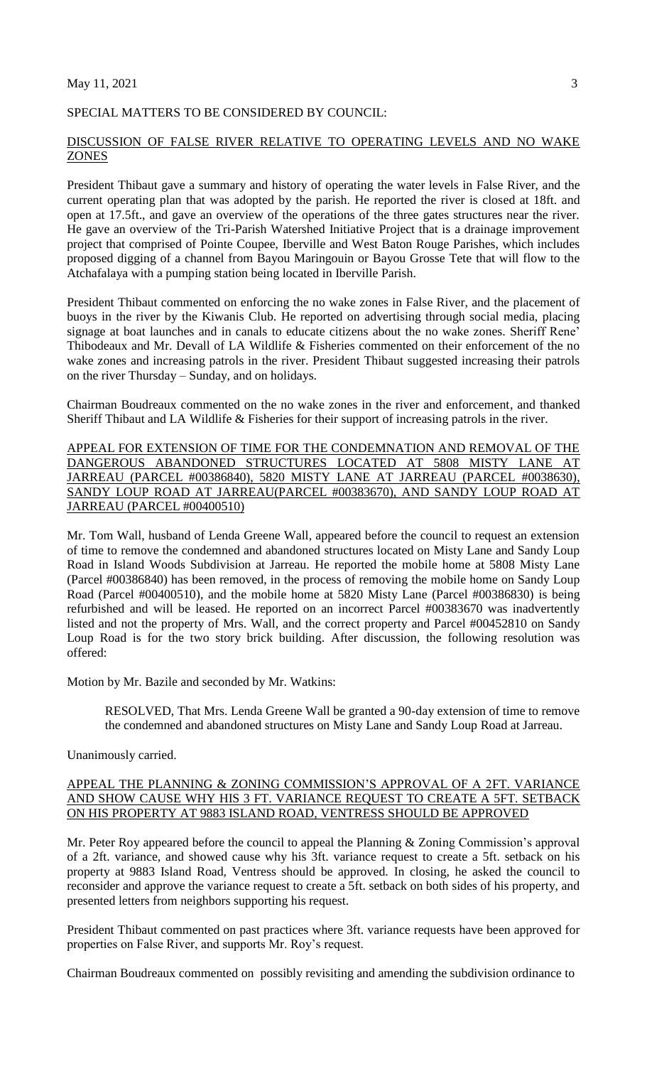SPECIAL MATTERS TO BE CONSIDERED BY COUNCIL:

DISCUSSION OF FALSE RIVER RELATIVE TO OPERATING LEVELS AND NO WAKE ZONES

President Thibaut gave a summary and history of operating the water levels in False River, and the current operating plan that was adopted by the parish. He reported the river is closed at 18ft. and open at 17.5ft., and gave an overview of the operations of the three gates structures near the river. He gave an overview of the Tri-Parish Watershed Initiative Project that is a drainage improvement project that comprised of Pointe Coupee, Iberville and West Baton Rouge Parishes, which includes proposed digging of a channel from Bayou Maringouin or Bayou Grosse Tete that will flow to the Atchafalaya with a pumping station being located in Iberville Parish.

President Thibaut commented on enforcing the no wake zones in False River, and the placement of buoys in the river by the Kiwanis Club. He reported on advertising through social media, placing signage at boat launches and in canals to educate citizens about the no wake zones. Sheriff Rene' Thibodeaux and Mr. Devall of LA Wildlife & Fisheries commented on their enforcement of the no wake zones and increasing patrols in the river. President Thibaut suggested increasing their patrols on the river Thursday – Sunday, and on holidays.

Chairman Boudreaux commented on the no wake zones in the river and enforcement, and thanked Sheriff Thibaut and LA Wildlife & Fisheries for their support of increasing patrols in the river.

APPEAL FOR EXTENSION OF TIME FOR THE CONDEMNATION AND REMOVAL OF THE DANGEROUS ABANDONED STRUCTURES LOCATED AT 5808 MISTY LANE AT JARREAU (PARCEL #00386840), 5820 MISTY LANE AT JARREAU (PARCEL #0038630), SANDY LOUP ROAD AT JARREAU(PARCEL #00383670), AND SANDY LOUP ROAD AT JARREAU (PARCEL #00400510)

Mr. Tom Wall, husband of Lenda Greene Wall, appeared before the council to request an extension of time to remove the condemned and abandoned structures located on Misty Lane and Sandy Loup Road in Island Woods Subdivision at Jarreau. He reported the mobile home at 5808 Misty Lane (Parcel #00386840) has been removed, in the process of removing the mobile home on Sandy Loup Road (Parcel #00400510), and the mobile home at 5820 Misty Lane (Parcel #00386830) is being refurbished and will be leased. He reported on an incorrect Parcel #00383670 was inadvertently listed and not the property of Mrs. Wall, and the correct property and Parcel #00452810 on Sandy Loup Road is for the two story brick building. After discussion, the following resolution was offered:

Motion by Mr. Bazile and seconded by Mr. Watkins:

> RESOLVED, That Mrs. Lenda Greene Wall be granted a 90-day extension of time to remove the condemned and abandoned structures on Misty Lane and Sandy Loup Road at Jarreau.

Unanimously carried.

APPEAL THE PLANNING & ZONING COMMISSION'S APPROVAL OF A 2FT. VARIANCE AND SHOW CAUSE WHY HIS 3 FT. VARIANCE REQUEST TO CREATE A 5FT. SETBACK ON HIS PROPERTY AT 9883 ISLAND ROAD, VENTRESS SHOULD BE APPROVED

Mr. Peter Roy appeared before the council to appeal the Planning & Zoning Commission's approval of a 2ft. variance, and showed cause why his 3ft. variance request to create a 5ft. setback on his property at 9883 Island Road, Ventress should be approved. In closing, he asked the council to reconsider and approve the variance request to create a 5ft. setback on both sides of his property, and presented letters from neighbors supporting his request.

President Thibaut commented on past practices where 3ft. variance requests have been approved for properties on False River, and supports Mr. Roy's request.

Chairman Boudreaux commented on possibly revisiting and amending the subdivision ordinance to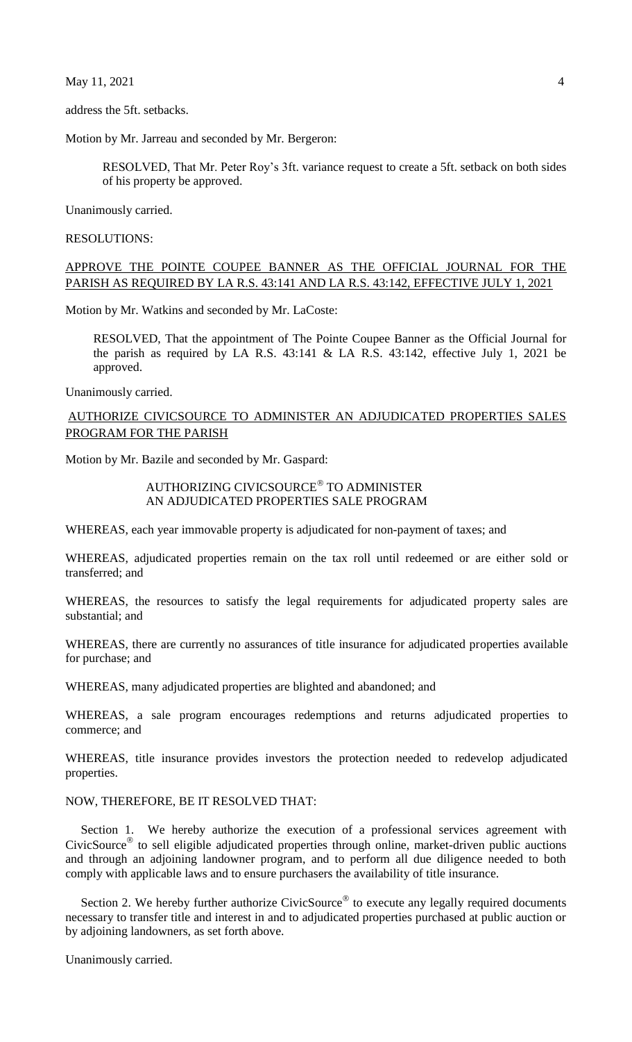address the 5ft. setbacks.

Motion by Mr. Jarreau and seconded by Mr. Bergeron:

> RESOLVED, That Mr. Peter Roy's 3ft. variance request to create a 5ft. setback on both sides of his property be approved.

Unanimously carried.

RESOLUTIONS:

APPROVE THE POINTE COUPEE BANNER AS THE OFFICIAL JOURNAL FOR THE PARISH AS REQUIRED BY LA R.S. 43:141 AND LA R.S. 43:142, EFFECTIVE JULY 1, 2021

Motion by Mr. Watkins and seconded by Mr. LaCoste:

> RESOLVED, That the appointment of The Pointe Coupee Banner as the Official Journal for the parish as required by LA R.S. 43:141 & LA R.S. 43:142, effective July 1, 2021 be approved.

Unanimously carried.

AUTHORIZE CIVICSOURCE TO ADMINISTER AN ADJUDICATED PROPERTIES SALES PROGRAM FOR THE PARISH

Motion by Mr. Bazile and seconded by Mr. Gaspard:

AUTHORIZING CIVICSOURCE® TO ADMINISTER AN ADJUDICATED PROPERTIES SALE PROGRAM

WHEREAS, each year immovable property is adjudicated for non-payment of taxes; and

WHEREAS, adjudicated properties remain on the tax roll until redeemed or are either sold or transferred; and

WHEREAS, the resources to satisfy the legal requirements for adjudicated property sales are substantial; and

WHEREAS, there are currently no assurances of title insurance for adjudicated properties available for purchase; and

WHEREAS, many adjudicated properties are blighted and abandoned; and

WHEREAS, a sale program encourages redemptions and returns adjudicated properties to commerce; and

WHEREAS, title insurance provides investors the protection needed to redevelop adjudicated properties.

NOW, THEREFORE, BE IT RESOLVED THAT:

Section 1. We hereby authorize the execution of a professional services agreement with CivicSource® to sell eligible adjudicated properties through online, market-driven public auctions and through an adjoining landowner program, and to perform all due diligence needed to both comply with applicable laws and to ensure purchasers the availability of title insurance.

Section 2. We hereby further authorize CivicSource® to execute any legally required documents necessary to transfer title and interest in and to adjudicated properties purchased at public auction or by adjoining landowners, as set forth above.

Unanimously carried.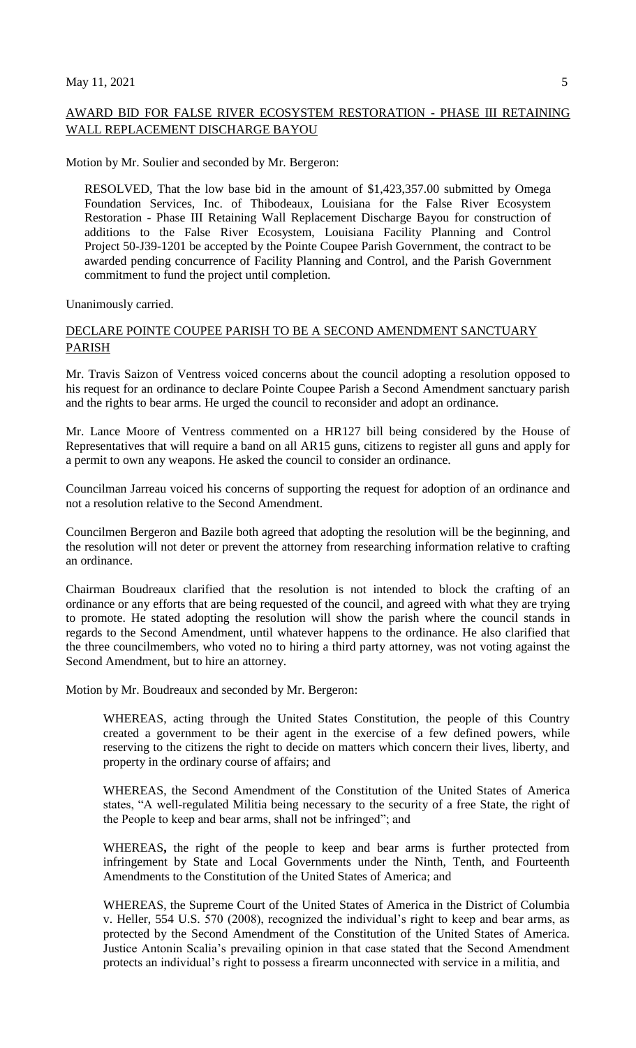<u>AWARD BID FOR FALSE RIVER ECOSYSTEM RESTORATION - PHASE III RETAINING WALL REPLACEMENT DISCHARGE BAYOU</u>

Motion by Mr. Soulier and seconded by Mr. Bergeron:

> RESOLVED, That the low base bid in the amount of $1,423,357.00 submitted by Omega Foundation Services, Inc. of Thibodeaux, Louisiana for the False River Ecosystem Restoration - Phase III Retaining Wall Replacement Discharge Bayou for construction of additions to the False River Ecosystem, Louisiana Facility Planning and Control Project 50-J39-1201 be accepted by the Pointe Coupee Parish Government, the contract to be awarded pending concurrence of Facility Planning and Control, and the Parish Government commitment to fund the project until completion.

Unanimously carried.

<u>DECLARE POINTE COUPEE PARISH TO BE A SECOND AMENDMENT SANCTUARY PARISH</u>

Mr. Travis Saizon of Ventress voiced concerns about the council adopting a resolution opposed to his request for an ordinance to declare Pointe Coupee Parish a Second Amendment sanctuary parish and the rights to bear arms. He urged the council to reconsider and adopt an ordinance.

Mr. Lance Moore of Ventress commented on a HR127 bill being considered by the House of Representatives that will require a band on all AR15 guns, citizens to register all guns and apply for a permit to own any weapons. He asked the council to consider an ordinance.

Councilman Jarreau voiced his concerns of supporting the request for adoption of an ordinance and not a resolution relative to the Second Amendment.

Councilmen Bergeron and Bazile both agreed that adopting the resolution will be the beginning, and the resolution will not deter or prevent the attorney from researching information relative to crafting an ordinance.

Chairman Boudreaux clarified that the resolution is not intended to block the crafting of an ordinance or any efforts that are being requested of the council, and agreed with what they are trying to promote. He stated adopting the resolution will show the parish where the council stands in regards to the Second Amendment, until whatever happens to the ordinance. He also clarified that the three councilmembers, who voted no to hiring a third party attorney, was not voting against the Second Amendment, but to hire an attorney.

Motion by Mr. Boudreaux and seconded by Mr. Bergeron:

> WHEREAS, acting through the United States Constitution, the people of this Country created a government to be their agent in the exercise of a few defined powers, while reserving to the citizens the right to decide on matters which concern their lives, liberty, and property in the ordinary course of affairs; and
>
> WHEREAS, the Second Amendment of the Constitution of the United States of America states, "A well-regulated Militia being necessary to the security of a free State, the right of the People to keep and bear arms, shall not be infringed"; and
>
> WHEREAS**,** the right of the people to keep and bear arms is further protected from infringement by State and Local Governments under the Ninth, Tenth, and Fourteenth Amendments to the Constitution of the United States of America; and
>
> WHEREAS, the Supreme Court of the United States of America in the District of Columbia v. Heller, 554 U.S. 570 (2008), recognized the individual's right to keep and bear arms, as protected by the Second Amendment of the Constitution of the United States of America. Justice Antonin Scalia's prevailing opinion in that case stated that the Second Amendment protects an individual's right to possess a firearm unconnected with service in a militia, and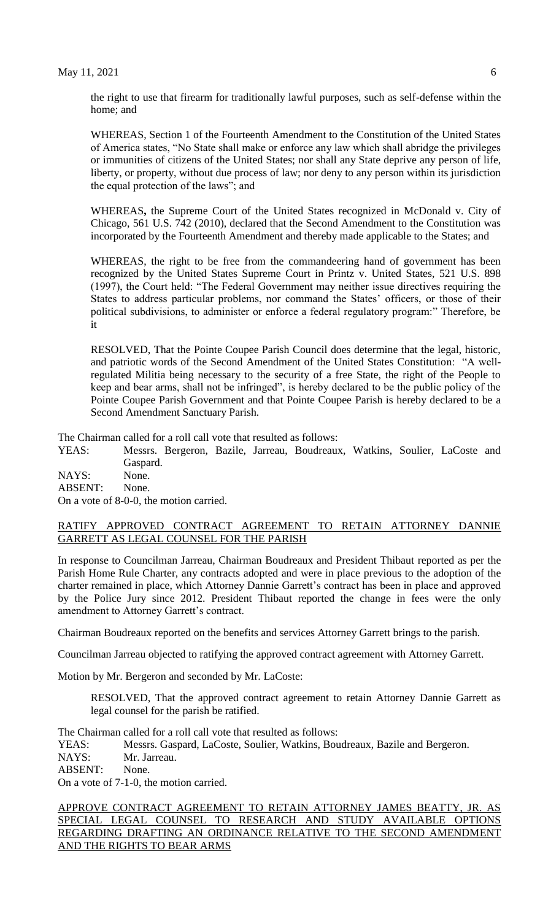the right to use that firearm for traditionally lawful purposes, such as self-defense within the home; and

WHEREAS, Section 1 of the Fourteenth Amendment to the Constitution of the United States of America states, "No State shall make or enforce any law which shall abridge the privileges or immunities of citizens of the United States; nor shall any State deprive any person of life, liberty, or property, without due process of law; nor deny to any person within its jurisdiction the equal protection of the laws"; and

WHEREAS**,** the Supreme Court of the United States recognized in McDonald v. City of Chicago, 561 U.S. 742 (2010), declared that the Second Amendment to the Constitution was incorporated by the Fourteenth Amendment and thereby made applicable to the States; and

WHEREAS, the right to be free from the commandeering hand of government has been recognized by the United States Supreme Court in Printz v. United States, 521 U.S. 898 (1997), the Court held: "The Federal Government may neither issue directives requiring the States to address particular problems, nor command the States' officers, or those of their political subdivisions, to administer or enforce a federal regulatory program:" Therefore, be it

RESOLVED, That the Pointe Coupee Parish Council does determine that the legal, historic, and patriotic words of the Second Amendment of the United States Constitution: "A well-regulated Militia being necessary to the security of a free State, the right of the People to keep and bear arms, shall not be infringed", is hereby declared to be the public policy of the Pointe Coupee Parish Government and that Pointe Coupee Parish is hereby declared to be a Second Amendment Sanctuary Parish.

The Chairman called for a roll call vote that resulted as follows:

YEAS: Messrs. Bergeron, Bazile, Jarreau, Boudreaux, Watkins, Soulier, LaCoste and Gaspard.
NAYS: None.
ABSENT: None.
On a vote of 8-0-0, the motion carried.

## RATIFY APPROVED CONTRACT AGREEMENT TO RETAIN ATTORNEY DANNIE GARRETT AS LEGAL COUNSEL FOR THE PARISH

In response to Councilman Jarreau, Chairman Boudreaux and President Thibaut reported as per the Parish Home Rule Charter, any contracts adopted and were in place previous to the adoption of the charter remained in place, which Attorney Dannie Garrett's contract has been in place and approved by the Police Jury since 2012. President Thibaut reported the change in fees were the only amendment to Attorney Garrett's contract.

Chairman Boudreaux reported on the benefits and services Attorney Garrett brings to the parish.

Councilman Jarreau objected to ratifying the approved contract agreement with Attorney Garrett.

Motion by Mr. Bergeron and seconded by Mr. LaCoste:

RESOLVED, That the approved contract agreement to retain Attorney Dannie Garrett as legal counsel for the parish be ratified.

The Chairman called for a roll call vote that resulted as follows:

YEAS: Messrs. Gaspard, LaCoste, Soulier, Watkins, Boudreaux, Bazile and Bergeron.
NAYS: Mr. Jarreau.
ABSENT: None.
On a vote of 7-1-0, the motion carried.

## APPROVE CONTRACT AGREEMENT TO RETAIN ATTORNEY JAMES BEATTY, JR. AS SPECIAL LEGAL COUNSEL TO RESEARCH AND STUDY AVAILABLE OPTIONS REGARDING DRAFTING AN ORDINANCE RELATIVE TO THE SECOND AMENDMENT AND THE RIGHTS TO BEAR ARMS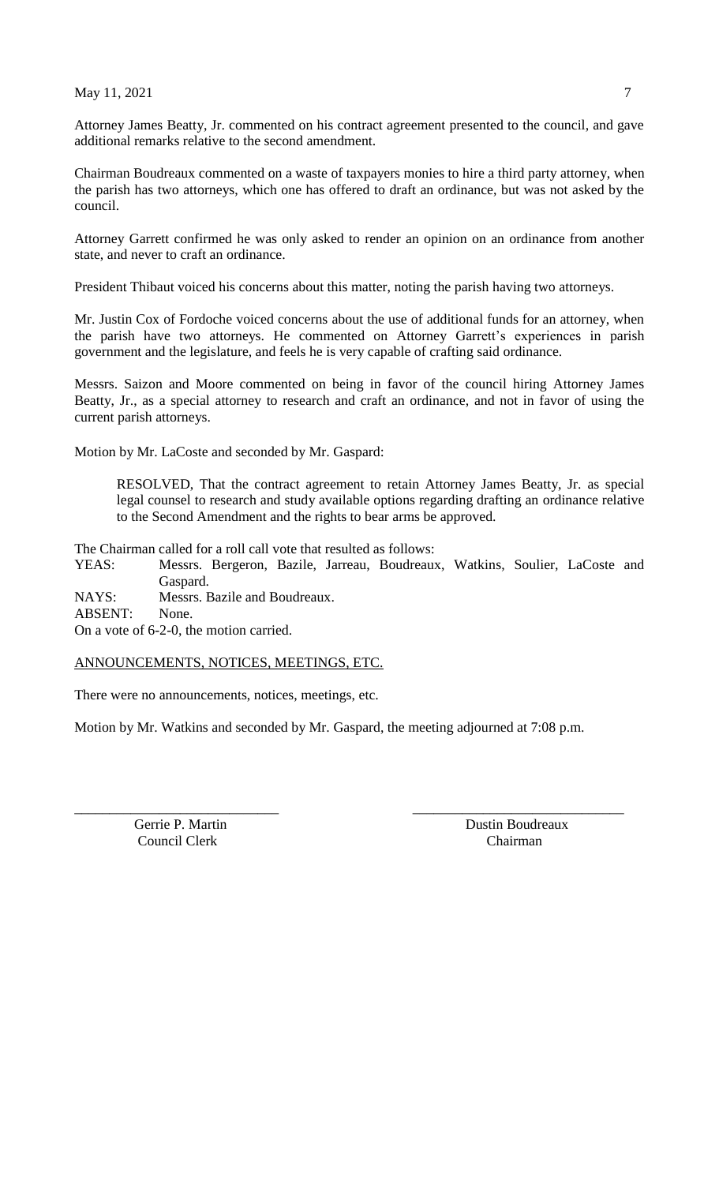Attorney James Beatty, Jr. commented on his contract agreement presented to the council, and gave additional remarks relative to the second amendment.

Chairman Boudreaux commented on a waste of taxpayers monies to hire a third party attorney, when the parish has two attorneys, which one has offered to draft an ordinance, but was not asked by the council.

Attorney Garrett confirmed he was only asked to render an opinion on an ordinance from another state, and never to craft an ordinance.

President Thibaut voiced his concerns about this matter, noting the parish having two attorneys.

Mr. Justin Cox of Fordoche voiced concerns about the use of additional funds for an attorney, when the parish have two attorneys. He commented on Attorney Garrett's experiences in parish government and the legislature, and feels he is very capable of crafting said ordinance.

Messrs. Saizon and Moore commented on being in favor of the council hiring Attorney James Beatty, Jr., as a special attorney to research and craft an ordinance, and not in favor of using the current parish attorneys.

Motion by Mr. LaCoste and seconded by Mr. Gaspard:

> RESOLVED, That the contract agreement to retain Attorney James Beatty, Jr. as special legal counsel to research and study available options regarding drafting an ordinance relative to the Second Amendment and the rights to bear arms be approved.

The Chairman called for a roll call vote that resulted as follows:

YEAS: Messrs. Bergeron, Bazile, Jarreau, Boudreaux, Watkins, Soulier, LaCoste and Gaspard.
NAYS: Messrs. Bazile and Boudreaux.
ABSENT: None.
On a vote of 6-2-0, the motion carried.

ANNOUNCEMENTS, NOTICES, MEETINGS, ETC.

There were no announcements, notices, meetings, etc.

Motion by Mr. Watkins and seconded by Mr. Gaspard, the meeting adjourned at 7:08 p.m.

\_\_\_\_\_\_\_\_\_\_\_\_\_\_\_\_\_\_\_\_\_\_\_\_\_\_\_\_\_
Gerrie P. Martin
Council Clerk

\_\_\_\_\_\_\_\_\_\_\_\_\_\_\_\_\_\_\_\_\_\_\_\_\_\_\_\_\_
Dustin Boudreaux
Chairman